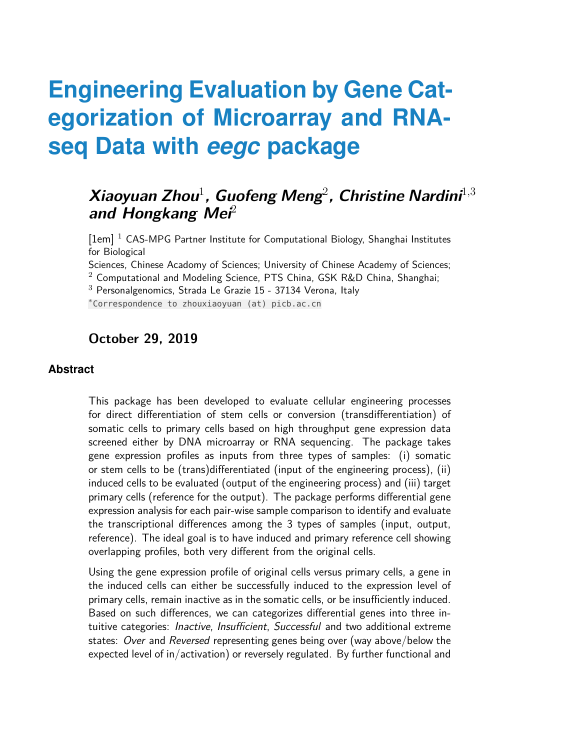# Engineering Evaluation by Gene Categorization of Microarray and RNA-seq Data with *eegc* package

## *Xiaoyuan Zhou*[1], *Guofeng Meng*[2], *Christine Nardini*[1,3] *and Hongkang Mei*[2]

[1em] [1] CAS-MPG Partner Institute for Computational Biology, Shanghai Institutes for Biological Sciences, Chinese Academy of Sciences; University of Chinese Academy of Sciences;
[2] Computational and Modeling Science, PTS China, GSK R&D China, Shanghai;
[3] Personalgenomics, Strada Le Grazie 15 - 37134 Verona, Italy
*Correspondence to zhouxiaoyuan (at) picb.ac.cn

## October 29, 2019

### Abstract

This package has been developed to evaluate cellular engineering processes for direct differentiation of stem cells or conversion (transdifferentiation) of somatic cells to primary cells based on high throughput gene expression data screened either by DNA microarray or RNA sequencing. The package takes gene expression profiles as inputs from three types of samples: (i) somatic or stem cells to be (trans)differentiated (input of the engineering process), (ii) induced cells to be evaluated (output of the engineering process) and (iii) target primary cells (reference for the output). The package performs differential gene expression analysis for each pair-wise sample comparison to identify and evaluate the transcriptional differences among the 3 types of samples (input, output, reference). The ideal goal is to have induced and primary reference cell showing overlapping profiles, both very different from the original cells.

Using the gene expression profile of original cells versus primary cells, a gene in the induced cells can either be successfully induced to the expression level of primary cells, remain inactive as in the somatic cells, or be insufficiently induced. Based on such differences, we can categorizes differential genes into three intuitive categories: *Inactive*, *Insufficient*, *Successful* and two additional extreme states: *Over* and *Reversed* representing genes being over (way above/below the expected level of in/activation) or reversely regulated. By further functional and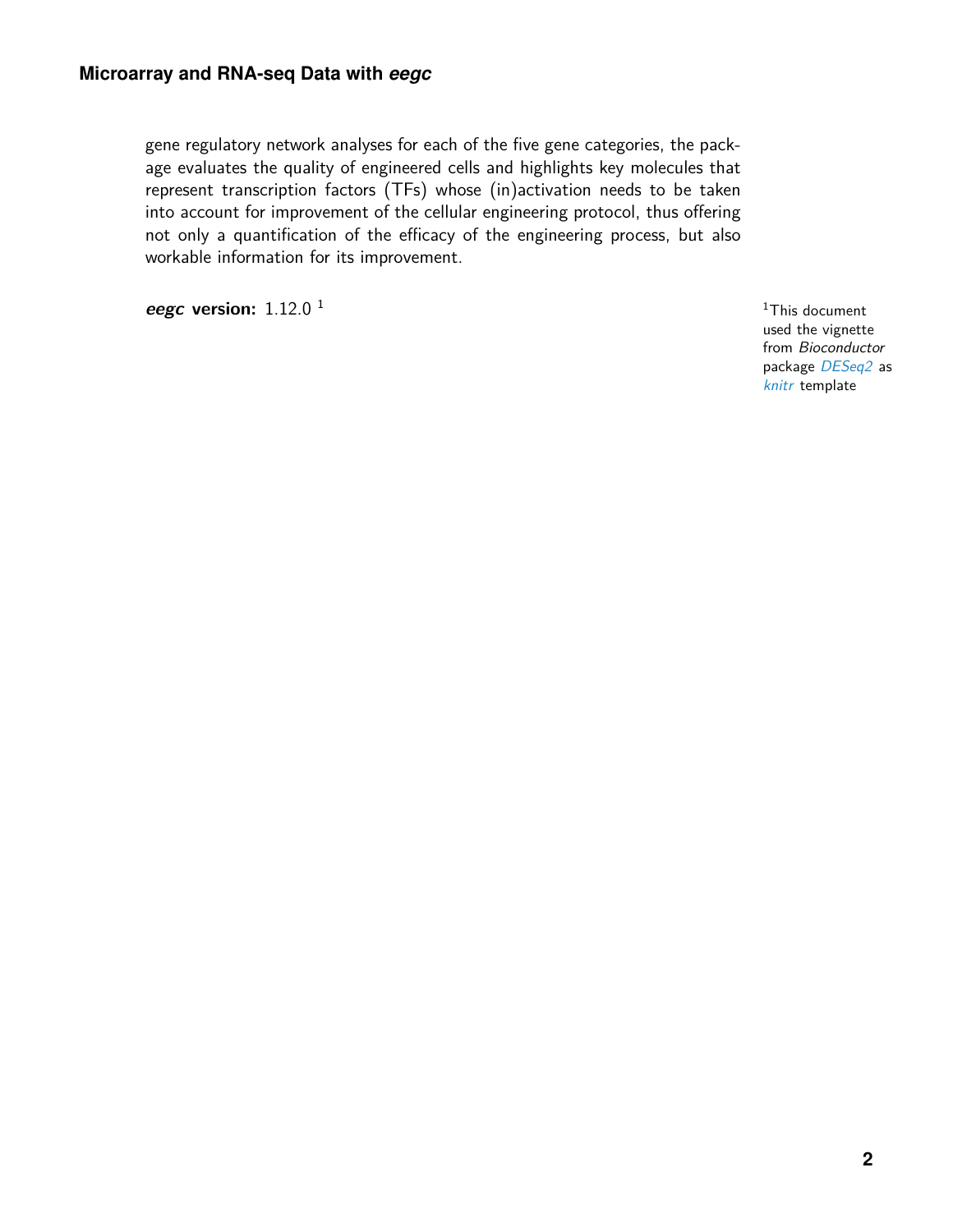gene regulatory network analyses for each of the five gene categories, the package evaluates the quality of engineered cells and highlights key molecules that represent transcription factors (TFs) whose (in)activation needs to be taken into account for improvement of the cellular engineering protocol, thus offering not only a quantification of the efficacy of the engineering process, but also workable information for its improvement.

***eegc*** **version:** 1.12.0 [1]

[1] This document used the vignette from *Bioconductor* package *DESeq2* as *knitr* template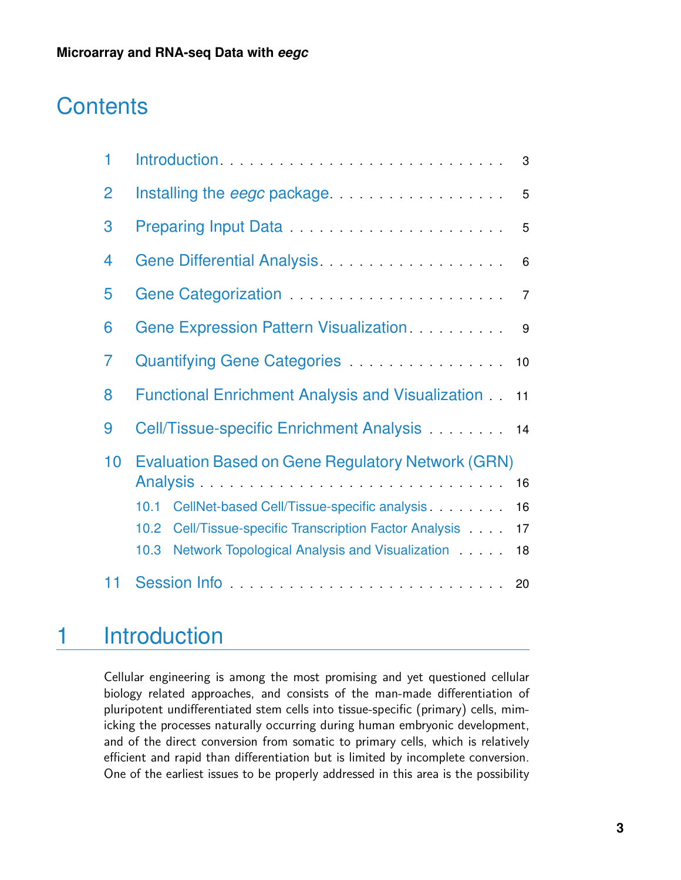# Contents

1 Introduction . . . . . . . . . . . . . . . . . . . . . . . . . . . . 3

2 Installing the *eegc* package . . . . . . . . . . . . . . . . . . 5

3 Preparing Input Data . . . . . . . . . . . . . . . . . . . . . . 5

4 Gene Differential Analysis . . . . . . . . . . . . . . . . . . . 6

5 Gene Categorization . . . . . . . . . . . . . . . . . . . . . . 7

6 Gene Expression Pattern Visualization . . . . . . . . . . 9

7 Quantifying Gene Categories . . . . . . . . . . . . . . . . 10

8 Functional Enrichment Analysis and Visualization . . 11

9 Cell/Tissue-specific Enrichment Analysis . . . . . . . . 14

10 Evaluation Based on Gene Regulatory Network (GRN) Analysis . . . . . . . . . . . . . . . . . . . . . . . . . . . . 16

- 10.1 CellNet-based Cell/Tissue-specific analysis . . . . . . . . 16
- 10.2 Cell/Tissue-specific Transcription Factor Analysis . . . . 17
- 10.3 Network Topological Analysis and Visualization . . . . . 18

11 Session Info . . . . . . . . . . . . . . . . . . . . . . . . . . 20

# 1 Introduction

Cellular engineering is among the most promising and yet questioned cellular biology related approaches, and consists of the man-made differentiation of pluripotent undifferentiated stem cells into tissue-specific (primary) cells, mimicking the processes naturally occurring during human embryonic development, and of the direct conversion from somatic to primary cells, which is relatively efficient and rapid than differentiation but is limited by incomplete conversion. One of the earliest issues to be properly addressed in this area is the possibility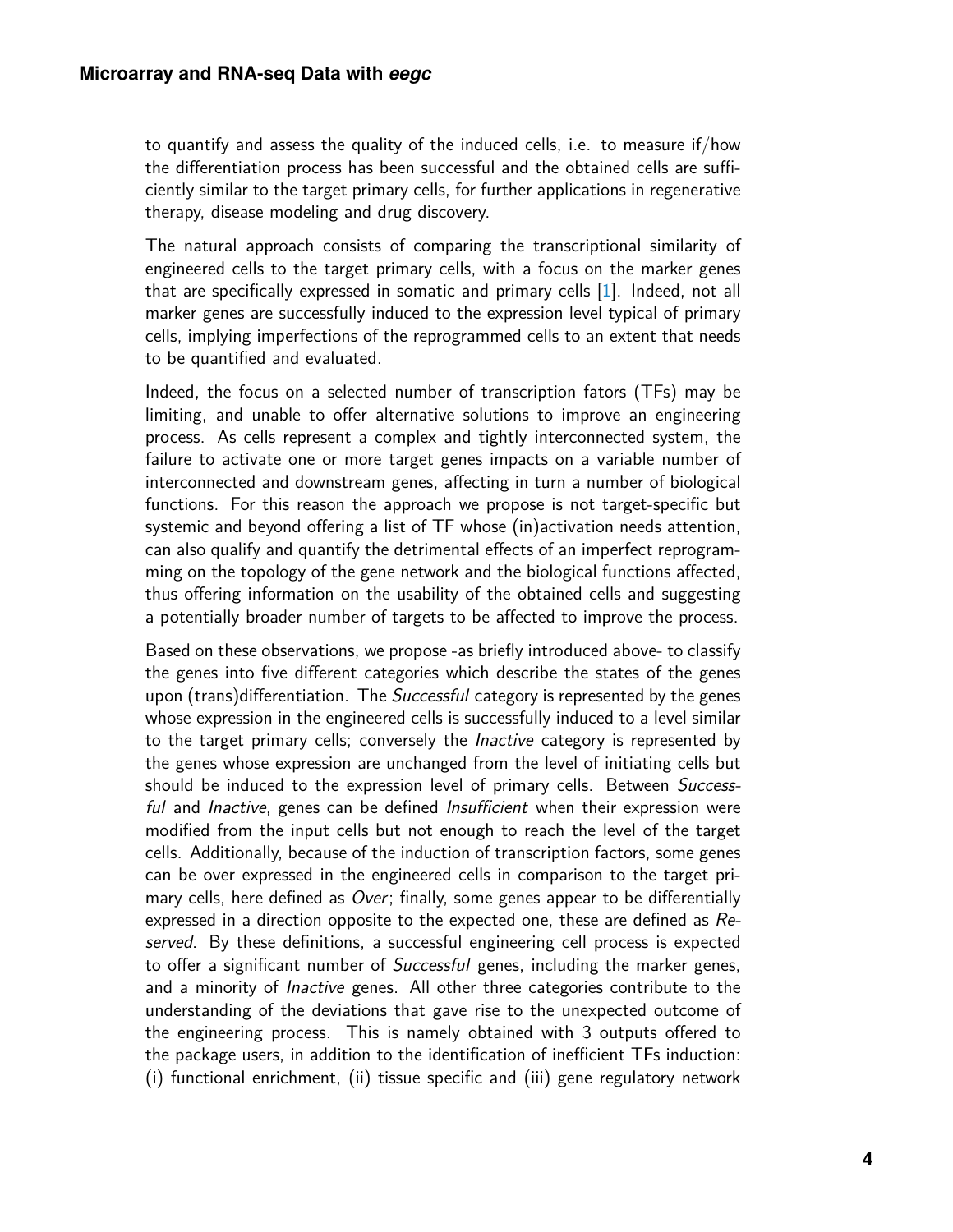to quantify and assess the quality of the induced cells, i.e. to measure if/how the differentiation process has been successful and the obtained cells are sufficiently similar to the target primary cells, for further applications in regenerative therapy, disease modeling and drug discovery.

The natural approach consists of comparing the transcriptional similarity of engineered cells to the target primary cells, with a focus on the marker genes that are specifically expressed in somatic and primary cells [1]. Indeed, not all marker genes are successfully induced to the expression level typical of primary cells, implying imperfections of the reprogrammed cells to an extent that needs to be quantified and evaluated.

Indeed, the focus on a selected number of transcription fators (TFs) may be limiting, and unable to offer alternative solutions to improve an engineering process. As cells represent a complex and tightly interconnected system, the failure to activate one or more target genes impacts on a variable number of interconnected and downstream genes, affecting in turn a number of biological functions. For this reason the approach we propose is not target-specific but systemic and beyond offering a list of TF whose (in)activation needs attention, can also qualify and quantify the detrimental effects of an imperfect reprogramming on the topology of the gene network and the biological functions affected, thus offering information on the usability of the obtained cells and suggesting a potentially broader number of targets to be affected to improve the process.

Based on these observations, we propose -as briefly introduced above- to classify the genes into five different categories which describe the states of the genes upon (trans)differentiation. The *Successful* category is represented by the genes whose expression in the engineered cells is successfully induced to a level similar to the target primary cells; conversely the *Inactive* category is represented by the genes whose expression are unchanged from the level of initiating cells but should be induced to the expression level of primary cells. Between *Successful* and *Inactive*, genes can be defined *Insufficient* when their expression were modified from the input cells but not enough to reach the level of the target cells. Additionally, because of the induction of transcription factors, some genes can be over expressed in the engineered cells in comparison to the target primary cells, here defined as *Over*; finally, some genes appear to be differentially expressed in a direction opposite to the expected one, these are defined as *Reserved*. By these definitions, a successful engineering cell process is expected to offer a significant number of *Successful* genes, including the marker genes, and a minority of *Inactive* genes. All other three categories contribute to the understanding of the deviations that gave rise to the unexpected outcome of the engineering process. This is namely obtained with 3 outputs offered to the package users, in addition to the identification of inefficient TFs induction: (i) functional enrichment, (ii) tissue specific and (iii) gene regulatory network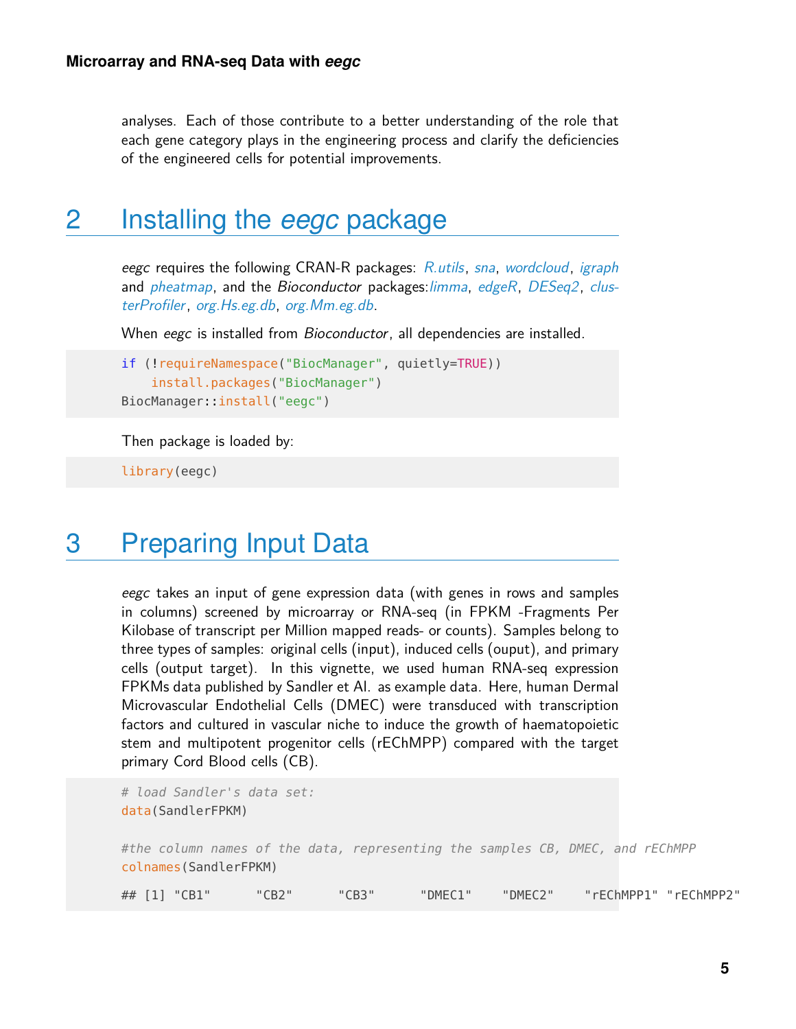analyses. Each of those contribute to a better understanding of the role that each gene category plays in the engineering process and clarify the deficiencies of the engineered cells for potential improvements.

# 2 Installing the *eegc* package

*eegc* requires the following CRAN-R packages: *R.utils*, *sna*, *wordcloud*, *igraph* and *pheatmap*, and the *Bioconductor* packages: *limma*, *edgeR*, *DESeq2*, *clusterProfiler*, *org.Hs.eg.db*, *org.Mm.eg.db*.

When *eegc* is installed from *Bioconductor*, all dependencies are installed.

```
if (!requireNamespace("BiocManager", quietly=TRUE))
    install.packages("BiocManager")
BiocManager::install("eegc")
```

Then package is loaded by:

```
library(eegc)
```

# 3 Preparing Input Data

*eegc* takes an input of gene expression data (with genes in rows and samples in columns) screened by microarray or RNA-seq (in FPKM -Fragments Per Kilobase of transcript per Million mapped reads- or counts). Samples belong to three types of samples: original cells (input), induced cells (ouput), and primary cells (output target). In this vignette, we used human RNA-seq expression FPKMs data published by Sandler et Al. as example data. Here, human Dermal Microvascular Endothelial Cells (DMEC) were transduced with transcription factors and cultured in vascular niche to induce the growth of haematopoietic stem and multipotent progenitor cells (rEChMPP) compared with the target primary Cord Blood cells (CB).

```
# load Sandler's data set:
data(SandlerFPKM)

#the column names of the data, representing the samples CB, DMEC, and rEChMPP
colnames(SandlerFPKM)

## [1] "CB1"      "CB2"      "CB3"      "DMEC1"    "DMEC2"    "rEChMPP1" "rEChMPP2"
```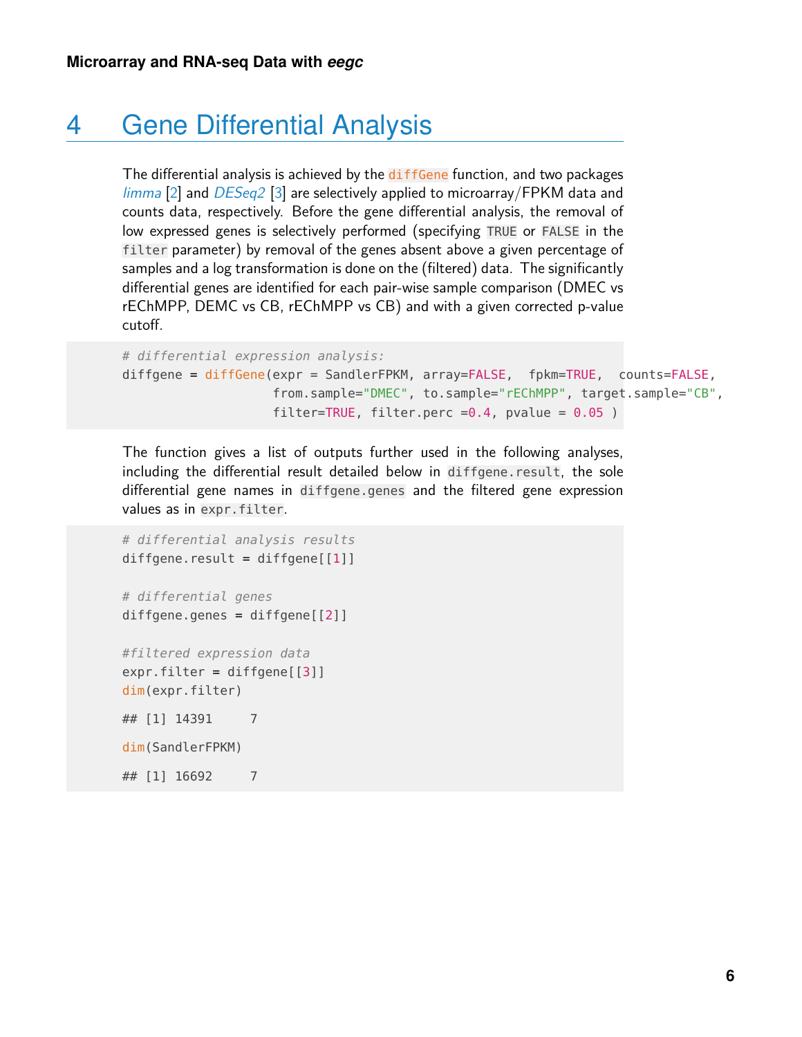# 4 Gene Differential Analysis

The differential analysis is achieved by the `diffGene` function, and two packages *limma* [2] and *DESeq2* [3] are selectively applied to microarray/FPKM data and counts data, respectively. Before the gene differential analysis, the removal of low expressed genes is selectively performed (specifying `TRUE` or `FALSE` in the `filter` parameter) by removal of the genes absent above a given percentage of samples and a log transformation is done on the (filtered) data. The significantly differential genes are identified for each pair-wise sample comparison (DMEC vs rEChMPP, DEMC vs CB, rEChMPP vs CB) and with a given corrected p-value cutoff.

```
# differential expression analysis:
diffgene = diffGene(expr = SandlerFPKM, array=FALSE,  fpkm=TRUE,  counts=FALSE,
                    from.sample="DMEC", to.sample="rEChMPP", target.sample="CB",
                    filter=TRUE, filter.perc =0.4, pvalue = 0.05 )
```

The function gives a list of outputs further used in the following analyses, including the differential result detailed below in `diffgene.result`, the sole differential gene names in `diffgene.genes` and the filtered gene expression values as in `expr.filter`.

```
# differential analysis results
diffgene.result = diffgene[[1]]

# differential genes
diffgene.genes = diffgene[[2]]

#filtered expression data
expr.filter = diffgene[[3]]
dim(expr.filter)

## [1] 14391     7

dim(SandlerFPKM)

## [1] 16692     7
```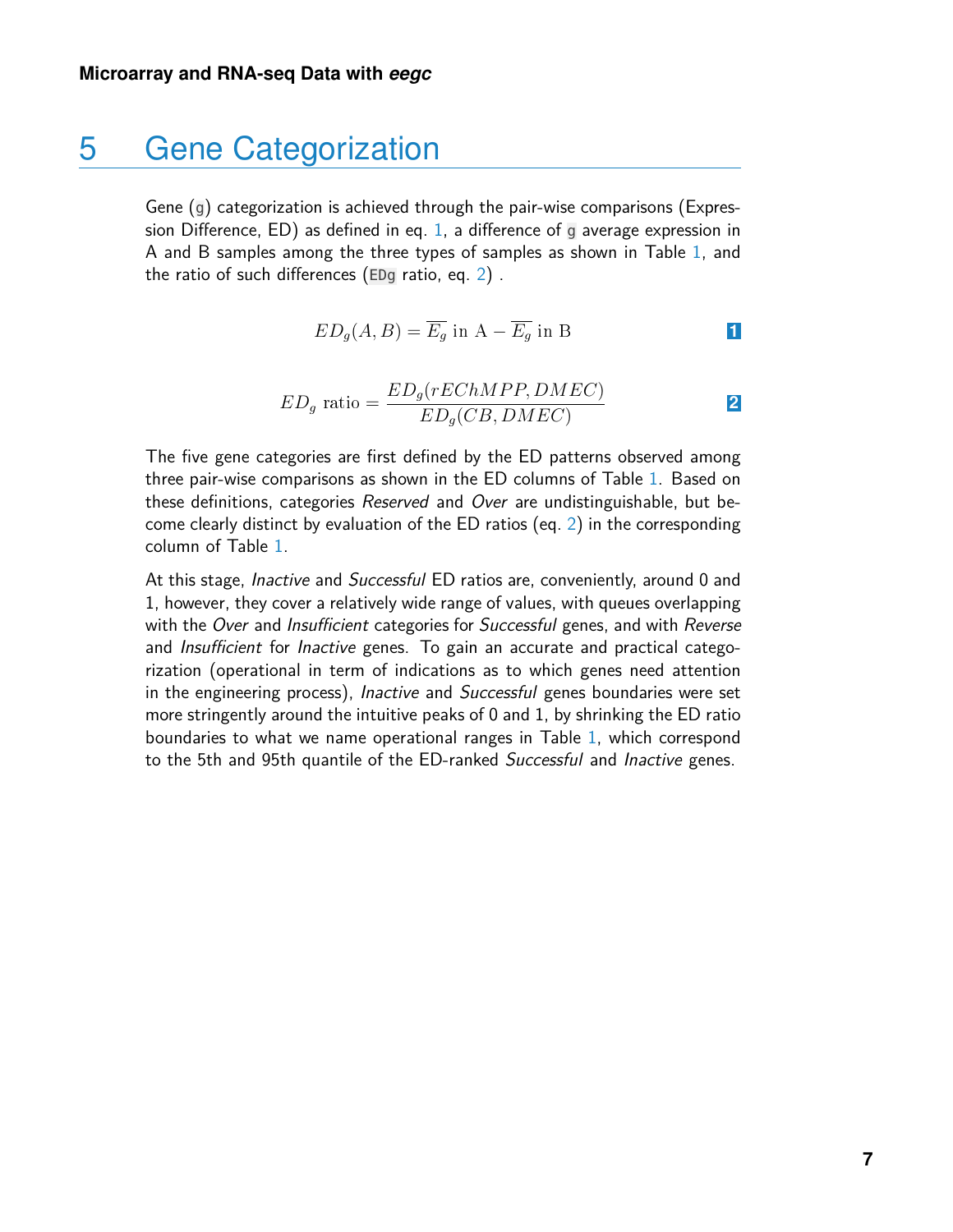# 5 Gene Categorization

Gene (`g`) categorization is achieved through the pair-wise comparisons (Expression Difference, ED) as defined in eq. 1, a difference of `g` average expression in A and B samples among the three types of samples as shown in Table 1, and the ratio of such differences (`EDg` ratio, eq. 2) .

$$ED_g(A, B) = \overline{E_g} \text{ in A} - \overline{E_g} \text{ in B} \tag{1}$$

$$ED_g \text{ ratio} = \frac{ED_g(rEChMPP, DMEC)}{ED_g(CB, DMEC)} \tag{2}$$

The five gene categories are first defined by the ED patterns observed among three pair-wise comparisons as shown in the ED columns of Table 1. Based on these definitions, categories *Reserved* and *Over* are undistinguishable, but become clearly distinct by evaluation of the ED ratios (eq. 2) in the corresponding column of Table 1.

At this stage, *Inactive* and *Successful* ED ratios are, conveniently, around 0 and 1, however, they cover a relatively wide range of values, with queues overlapping with the *Over* and *Insufficient* categories for *Successful* genes, and with *Reverse* and *Insufficient* for *Inactive* genes. To gain an accurate and practical categorization (operational in term of indications as to which genes need attention in the engineering process), *Inactive* and *Successful* genes boundaries were set more stringently around the intuitive peaks of 0 and 1, by shrinking the ED ratio boundaries to what we name operational ranges in Table 1, which correspond to the 5th and 95th quantile of the ED-ranked *Successful* and *Inactive* genes.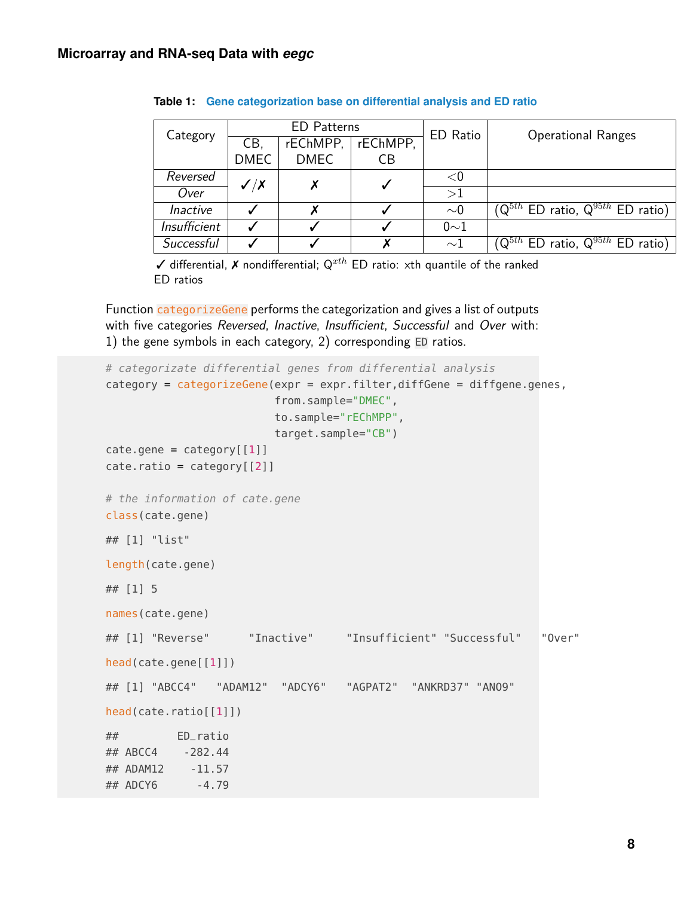**Table 1: Gene categorization base on differential analysis and ED ratio**

| Category | ED Patterns | | | ED Ratio | Operational Ranges |
|---|---|---|---|---|---|
| | CB, DMEC | rEChMPP, DMEC | rEChMPP, CB | | |
| *Reversed* | ✓/✗ | ✗ | ✓ | <0 | |
| *Over* | ✓/✗ | ✗ | ✓ | >1 | |
| *Inactive* | ✓ | ✗ | ✓ | ∼0 | ($Q^{5th}$ ED ratio, $Q^{95th}$ ED ratio) |
| *Insufficient* | ✓ | ✓ | ✓ | 0∼1 | |
| *Successful* | ✓ | ✓ | ✗ | ∼1 | ($Q^{5th}$ ED ratio, $Q^{95th}$ ED ratio) |

✓ differential, ✗ nondifferential; $Q^{xth}$ ED ratio: xth quantile of the ranked ED ratios

Function categorizeGene performs the categorization and gives a list of outputs with five categories *Reversed*, *Inactive*, *Insufficient*, *Successful* and *Over* with: 1) the gene symbols in each category, 2) corresponding ED ratios.

```
# categorizate differential genes from differential analysis
category = categorizeGene(expr = expr.filter,diffGene = diffgene.genes,
                          from.sample="DMEC",
                          to.sample="rEChMPP",
                          target.sample="CB")
cate.gene = category[[1]]
cate.ratio = category[[2]]

# the information of cate.gene
class(cate.gene)

## [1] "list"

length(cate.gene)

## [1] 5

names(cate.gene)

## [1] "Reverse"      "Inactive"     "Insufficient" "Successful"   "Over"

head(cate.gene[[1]])

## [1] "ABCC4"   "ADAM12"  "ADCY6"   "AGPAT2"  "ANKRD37" "ANO9"

head(cate.ratio[[1]])

##         ED_ratio
## ABCC4    -282.44
## ADAM12    -11.57
## ADCY6      -4.79
```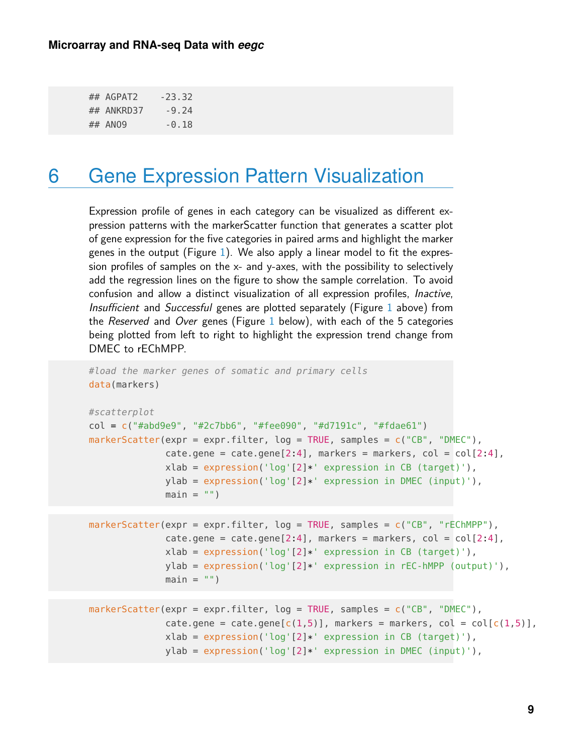```
## AGPAT2    -23.32
## ANKRD37    -9.24
## ANO9       -0.18
```

# 6 Gene Expression Pattern Visualization

Expression profile of genes in each category can be visualized as different expression patterns with the markerScatter function that generates a scatter plot of gene expression for the five categories in paired arms and highlight the marker genes in the output (Figure 1). We also apply a linear model to fit the expression profiles of samples on the x- and y-axes, with the possibility to selectively add the regression lines on the figure to show the sample correlation. To avoid confusion and allow a distinct visualization of all expression profiles, *Inactive*, *Insufficient* and *Successful* genes are plotted separately (Figure 1 above) from the *Reserved* and *Over* genes (Figure 1 below), with each of the 5 categories being plotted from left to right to highlight the expression trend change from DMEC to rEChMPP.

```
#load the marker genes of somatic and primary cells
data(markers)

#scatterplot
col = c("#abd9e9", "#2c7bb6", "#fee090", "#d7191c", "#fdae61")
markerScatter(expr = expr.filter, log = TRUE, samples = c("CB", "DMEC"),
              cate.gene = cate.gene[2:4], markers = markers, col = col[2:4],
              xlab = expression('log'[2]*' expression in CB (target)'),
              ylab = expression('log'[2]*' expression in DMEC (input)'),
              main = "")
```

```
markerScatter(expr = expr.filter, log = TRUE, samples = c("CB", "rEChMPP"),
              cate.gene = cate.gene[2:4], markers = markers, col = col[2:4],
              xlab = expression('log'[2]*' expression in CB (target)'),
              ylab = expression('log'[2]*' expression in rEC-hMPP (output)'),
              main = "")
```

```
markerScatter(expr = expr.filter, log = TRUE, samples = c("CB", "DMEC"),
              cate.gene = cate.gene[c(1,5)], markers = markers, col = col[c(1,5)],
              xlab = expression('log'[2]*' expression in CB (target)'),
              ylab = expression('log'[2]*' expression in DMEC (input)'),
```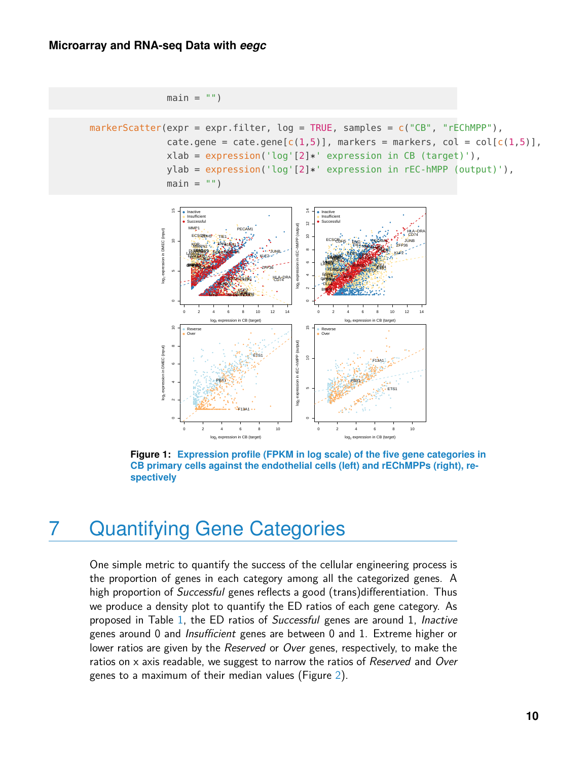```
main = "")
```

```
markerScatter(expr = expr.filter, log = TRUE, samples = c("CB", "rEChMPP"),
              cate.gene = cate.gene[c(1,5)], markers = markers, col = col[c(1,5)],
              xlab = expression('log'[2]*' expression in CB (target)'),
              ylab = expression('log'[2]*' expression in rEC-hMPP (output)'),
              main = "")
```

**Figure 1: Expression profile (FPKM in log scale) of the five gene categories in CB primary cells against the endothelial cells (left) and rEChMPPs (right), respectively**

# 7 Quantifying Gene Categories

One simple metric to quantify the success of the cellular engineering process is the proportion of genes in each category among all the categorized genes. A high proportion of *Successful* genes reflects a good (trans)differentiation. Thus we produce a density plot to quantify the ED ratios of each gene category. As proposed in Table 1, the ED ratios of *Successful* genes are around 1, *Inactive* genes around 0 and *Insufficient* genes are between 0 and 1. Extreme higher or lower ratios are given by the *Reserved* or *Over* genes, respectively, to make the ratios on x axis readable, we suggest to narrow the ratios of *Reserved* and *Over* genes to a maximum of their median values (Figure 2).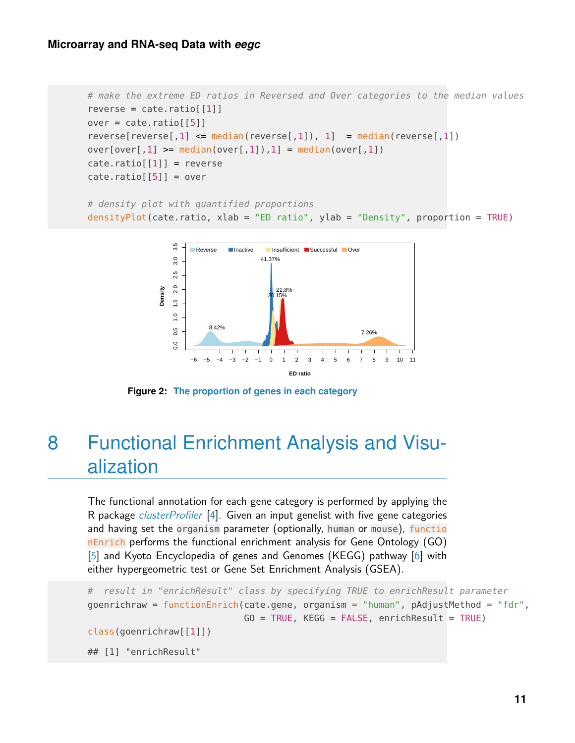```r
# make the extreme ED ratios in Reversed and Over categories to the median values
reverse = cate.ratio[[1]]
over = cate.ratio[[5]]
reverse[reverse[,1] <= median(reverse[,1]), 1]  = median(reverse[,1])
over[over[,1] >= median(over[,1]),1] = median(over[,1])
cate.ratio[[1]] = reverse
cate.ratio[[5]] = over

# density plot with quantified proportions
densityPlot(cate.ratio, xlab = "ED ratio", ylab = "Density", proportion = TRUE)
```

**Figure 2: The proportion of genes in each category**

# 8 Functional Enrichment Analysis and Visualization

The functional annotation for each gene category is performed by applying the R package *clusterProfiler* [4]. Given an input genelist with five gene categories and having set the `organism` parameter (optionally, `human` or `mouse`), `functionEnrich` performs the functional enrichment analysis for Gene Ontology (GO) [5] and Kyoto Encyclopedia of genes and Genomes (KEGG) pathway [6] with either hypergeometric test or Gene Set Enrichment Analysis (GSEA).

```r
#  result in "enrichResult" class by specifying TRUE to enrichResult parameter
goenrichraw = functionEnrich(cate.gene, organism = "human", pAdjustMethod = "fdr",
                             GO = TRUE, KEGG = FALSE, enrichResult = TRUE)
class(goenrichraw[[1]])

## [1] "enrichResult"
```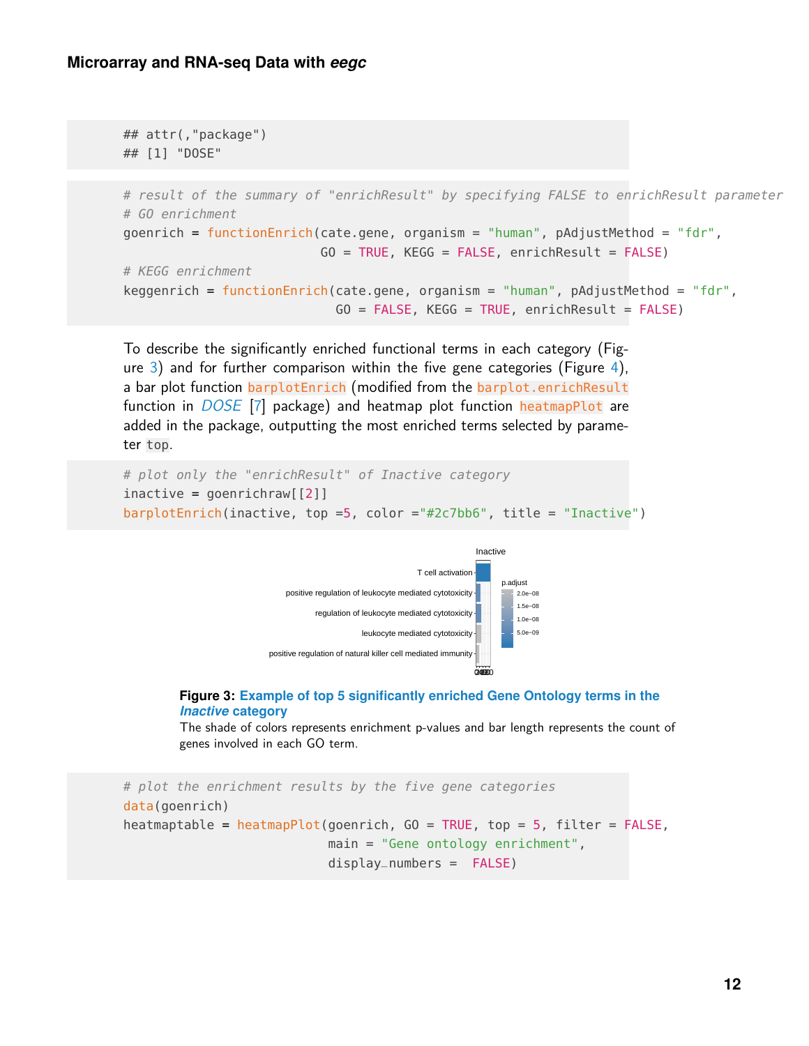```
## attr(,"package")
## [1] "DOSE"
```

```
# result of the summary of "enrichResult" by specifying FALSE to enrichResult parameter
# GO enrichment
goenrich = functionEnrich(cate.gene, organism = "human", pAdjustMethod = "fdr",
                          GO = TRUE, KEGG = FALSE, enrichResult = FALSE)
# KEGG enrichment
keggenrich = functionEnrich(cate.gene, organism = "human", pAdjustMethod = "fdr",
                            GO = FALSE, KEGG = TRUE, enrichResult = FALSE)
```

To describe the significantly enriched functional terms in each category (Figure 3) and for further comparison within the five gene categories (Figure 4), a bar plot function `barplotEnrich` (modified from the `barplot.enrichResult` function in *DOSE* [7] package) and heatmap plot function `heatmapPlot` are added in the package, outputting the most enriched terms selected by parameter `top`.

```
# plot only the "enrichResult" of Inactive category
inactive = goenrichraw[[2]]
barplotEnrich(inactive, top =5, color ="#2c7bb6", title = "Inactive")
```

**Figure 3: Example of top 5 significantly enriched Gene Ontology terms in the *Inactive* category**
The shade of colors represents enrichment p-values and bar length represents the count of genes involved in each GO term.

```
# plot the enrichment results by the five gene categories
data(goenrich)
heatmaptable = heatmapPlot(goenrich, GO = TRUE, top = 5, filter = FALSE,
                           main = "Gene ontology enrichment",
                           display_numbers =  FALSE)
```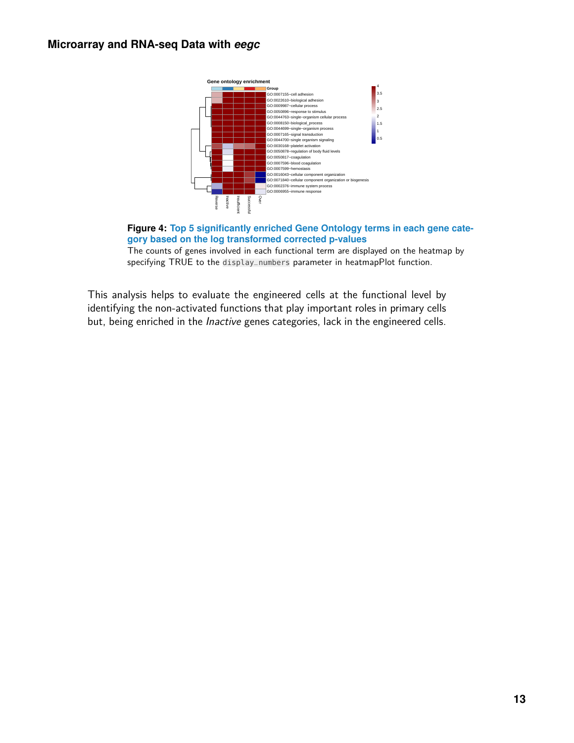**Figure 4: Top 5 significantly enriched Gene Ontology terms in each gene category based on the log transformed corrected p-values**

The counts of genes involved in each functional term are displayed on the heatmap by specifying TRUE to the `display_numbers` parameter in heatmapPlot function.

This analysis helps to evaluate the engineered cells at the functional level by identifying the non-activated functions that play important roles in primary cells but, being enriched in the *Inactive* genes categories, lack in the engineered cells.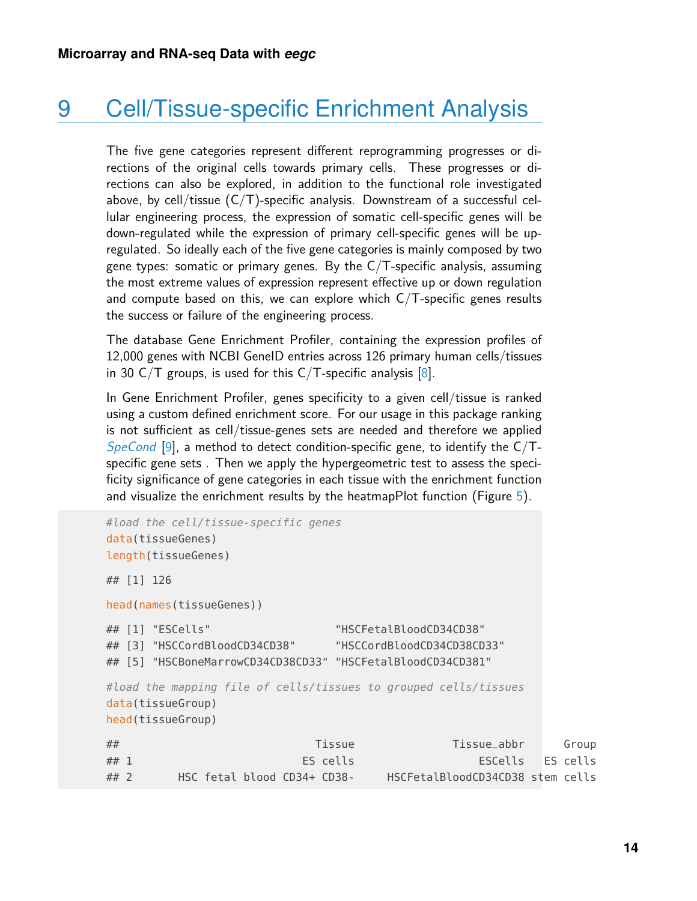# 9 Cell/Tissue-specific Enrichment Analysis

The five gene categories represent different reprogramming progresses or directions of the original cells towards primary cells. These progresses or directions can also be explored, in addition to the functional role investigated above, by cell/tissue (C/T)-specific analysis. Downstream of a successful cellular engineering process, the expression of somatic cell-specific genes will be down-regulated while the expression of primary cell-specific genes will be up-regulated. So ideally each of the five gene categories is mainly composed by two gene types: somatic or primary genes. By the C/T-specific analysis, assuming the most extreme values of expression represent effective up or down regulation and compute based on this, we can explore which C/T-specific genes results the success or failure of the engineering process.

The database Gene Enrichment Profiler, containing the expression profiles of 12,000 genes with NCBI GeneID entries across 126 primary human cells/tissues in 30 C/T groups, is used for this C/T-specific analysis [8].

In Gene Enrichment Profiler, genes specificity to a given cell/tissue is ranked using a custom defined enrichment score. For our usage in this package ranking is not sufficient as cell/tissue-genes sets are needed and therefore we applied *SpeCond* [9], a method to detect condition-specific gene, to identify the C/T-specific gene sets . Then we apply the hypergeometric test to assess the specificity significance of gene categories in each tissue with the enrichment function and visualize the enrichment results by the heatmapPlot function (Figure 5).

```
#load the cell/tissue-specific genes
data(tissueGenes)
length(tissueGenes)

## [1] 126

head(names(tissueGenes))

## [1] "ESCells"                    "HSCFetalBloodCD34CD38"
## [3] "HSCCordBloodCD34CD38"       "HSCCordBloodCD34CD38CD33"
## [5] "HSCBoneMarrowCD34CD38CD33"  "HSCFetalBloodCD34CD381"

#load the mapping file of cells/tissues to grouped cells/tissues
data(tissueGroup)
head(tissueGroup)

##                          Tissue               Tissue_abbr      Group
## 1                      ES cells                   ESCells   ES cells
## 2      HSC fetal blood CD34+ CD38-    HSCFetalBloodCD34CD38 stem cells
```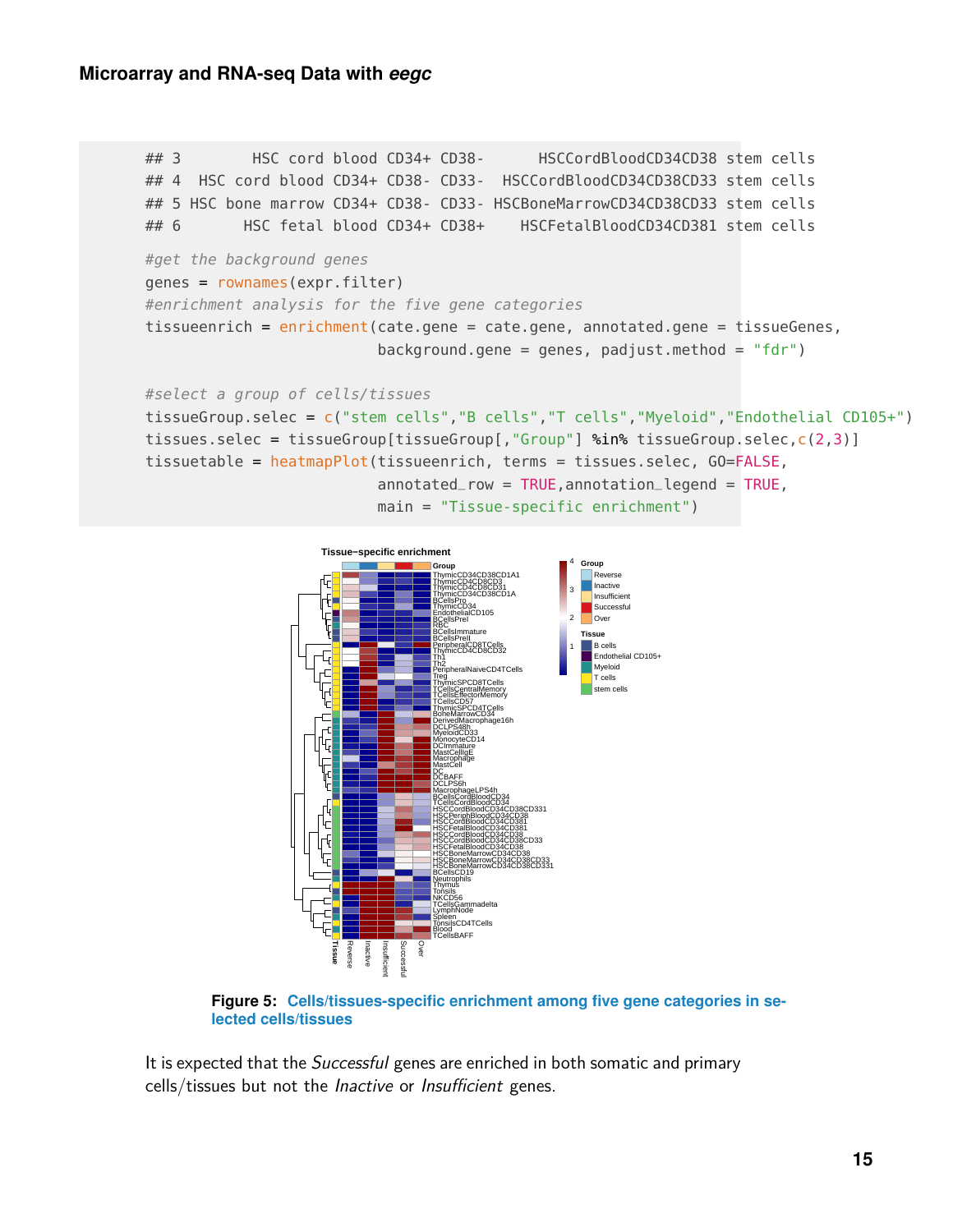```
## 3        HSC cord blood CD34+ CD38-      HSCCordBloodCD34CD38 stem cells
## 4  HSC cord blood CD34+ CD38- CD33-  HSCCordBloodCD34CD38CD33 stem cells
## 5 HSC bone marrow CD34+ CD38- CD33- HSCBoneMarrowCD34CD38CD33 stem cells
## 6       HSC fetal blood CD34+ CD38+    HSCFetalBloodCD34CD381 stem cells

#get the background genes
genes = rownames(expr.filter)
#enrichment analysis for the five gene categories
tissueenrich = enrichment(cate.gene = cate.gene, annotated.gene = tissueGenes,
                          background.gene = genes, padjust.method = "fdr")

#select a group of cells/tissues
tissueGroup.selec = c("stem cells","B cells","T cells","Myeloid","Endothelial CD105+")
tissues.selec = tissueGroup[tissueGroup[,"Group"] %in% tissueGroup.selec,c(2,3)]
tissuetable = heatmapPlot(tissueenrich, terms = tissues.selec, GO=FALSE,
                          annotated_row = TRUE,annotation_legend = TRUE,
                          main = "Tissue-specific enrichment")
```

**Figure 5: Cells/tissues-specific enrichment among five gene categories in selected cells/tissues**

It is expected that the *Successful* genes are enriched in both somatic and primary cells/tissues but not the *Inactive* or *Insufficient* genes.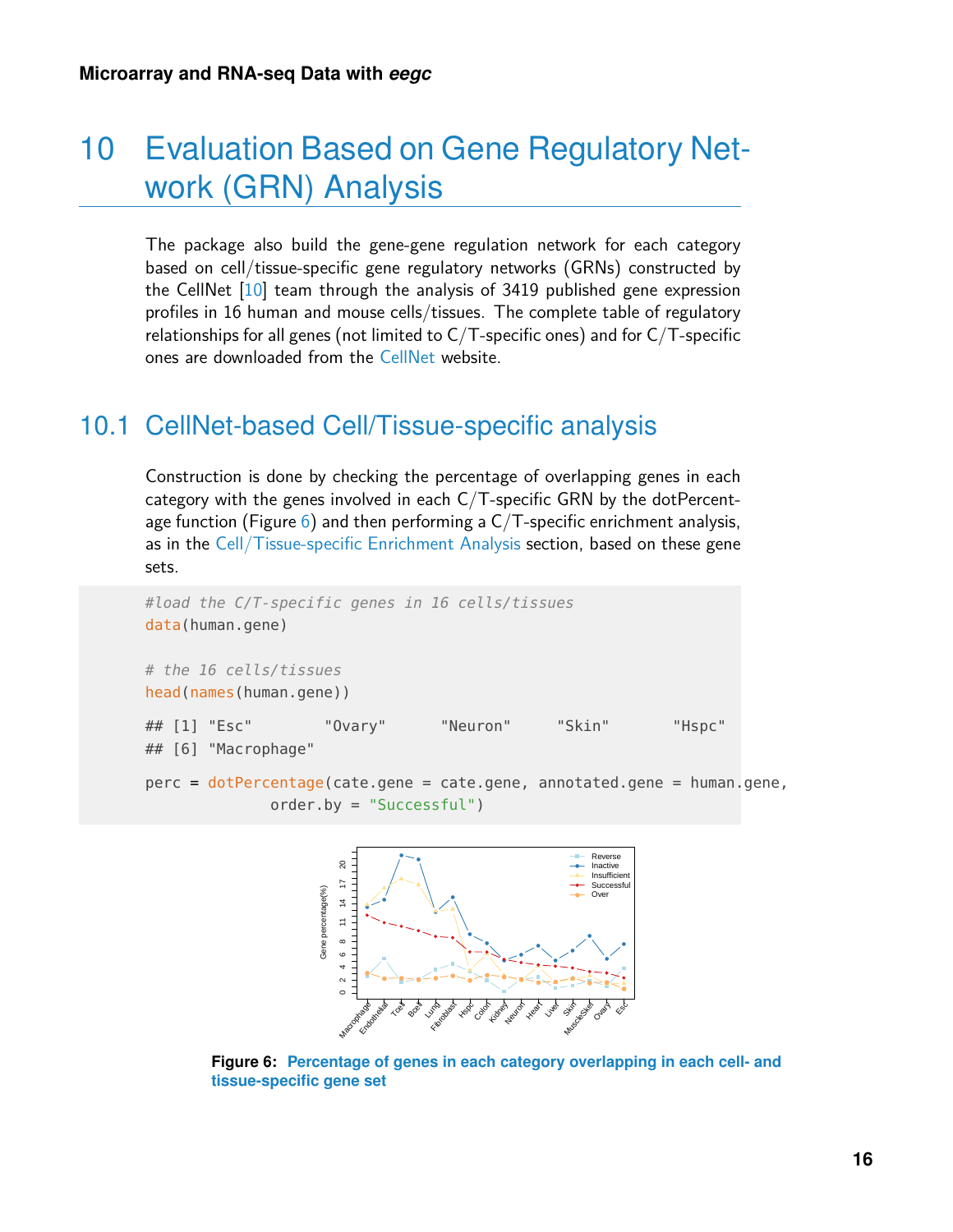# 10 Evaluation Based on Gene Regulatory Network (GRN) Analysis

The package also build the gene-gene regulation network for each category based on cell/tissue-specific gene regulatory networks (GRNs) constructed by the CellNet [10] team through the analysis of 3419 published gene expression profiles in 16 human and mouse cells/tissues. The complete table of regulatory relationships for all genes (not limited to C/T-specific ones) and for C/T-specific ones are downloaded from the CellNet website.

## 10.1 CellNet-based Cell/Tissue-specific analysis

Construction is done by checking the percentage of overlapping genes in each category with the genes involved in each C/T-specific GRN by the dotPercentage function (Figure 6) and then performing a C/T-specific enrichment analysis, as in the Cell/Tissue-specific Enrichment Analysis section, based on these gene sets.

```
#load the C/T-specific genes in 16 cells/tissues
data(human.gene)

# the 16 cells/tissues
head(names(human.gene))

## [1] "Esc"        "Ovary"      "Neuron"     "Skin"       "Hspc"
## [6] "Macrophage"

perc = dotPercentage(cate.gene = cate.gene, annotated.gene = human.gene,
                     order.by = "Successful")
```

**Figure 6: Percentage of genes in each category overlapping in each cell- and tissue-specific gene set**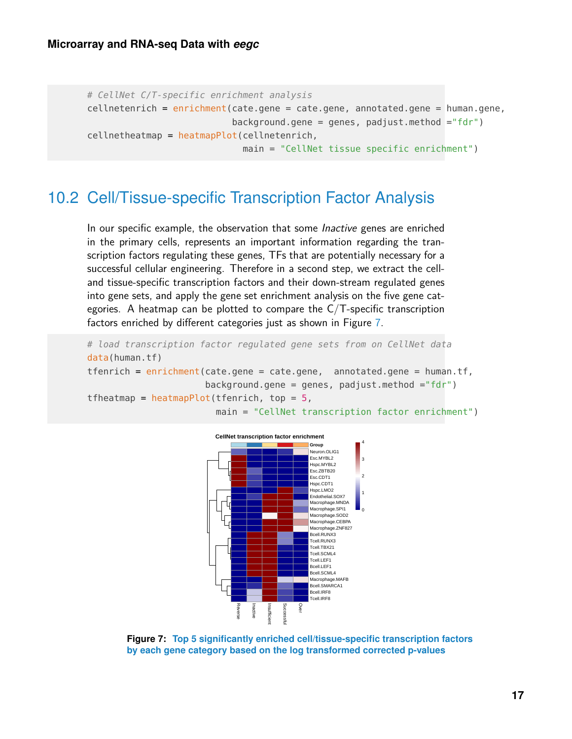```
# CellNet C/T-specific enrichment analysis
cellnetenrich = enrichment(cate.gene = cate.gene, annotated.gene = human.gene,
                           background.gene = genes, padjust.method ="fdr")
cellnetheatmap = heatmapPlot(cellnetenrich,
                             main = "CellNet tissue specific enrichment")
```

## 10.2 Cell/Tissue-specific Transcription Factor Analysis

In our specific example, the observation that some *Inactive* genes are enriched in the primary cells, represents an important information regarding the transcription factors regulating these genes, TFs that are potentially necessary for a successful cellular engineering. Therefore in a second step, we extract the cell- and tissue-specific transcription factors and their down-stream regulated genes into gene sets, and apply the gene set enrichment analysis on the five gene categories. A heatmap can be plotted to compare the C/T-specific transcription factors enriched by different categories just as shown in Figure 7.

```
# load transcription factor regulated gene sets from on CellNet data
data(human.tf)
tfenrich = enrichment(cate.gene = cate.gene,  annotated.gene = human.tf,
                      background.gene = genes, padjust.method ="fdr")
tfheatmap = heatmapPlot(tfenrich, top = 5,
                        main = "CellNet transcription factor enrichment")
```

**Figure 7: Top 5 significantly enriched cell/tissue-specific transcription factors by each gene category based on the log transformed corrected p-values**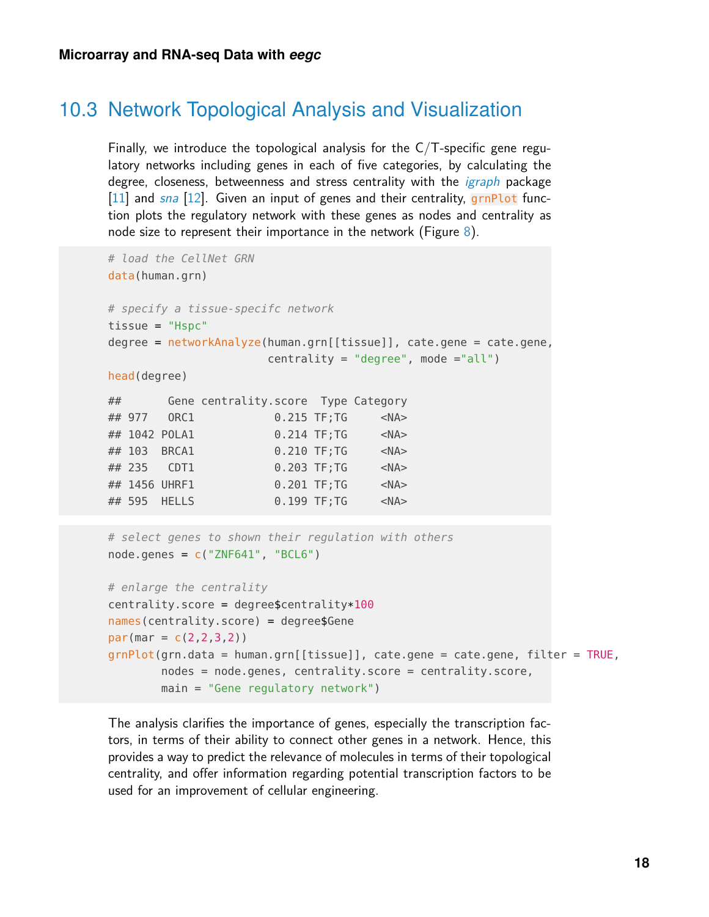## 10.3 Network Topological Analysis and Visualization

Finally, we introduce the topological analysis for the C/T-specific gene regulatory networks including genes in each of five categories, by calculating the degree, closeness, betweenness and stress centrality with the *igraph* package [11] and *sna* [12]. Given an input of genes and their centrality, `grnPlot` function plots the regulatory network with these genes as nodes and centrality as node size to represent their importance in the network (Figure 8).

```
# load the CellNet GRN
data(human.grn)

# specify a tissue-specifc network
tissue = "Hspc"
degree = networkAnalyze(human.grn[[tissue]], cate.gene = cate.gene,
                        centrality = "degree", mode ="all")
head(degree)

##       Gene centrality.score  Type Category
## 977   ORC1            0.215 TF;TG     <NA>
## 1042 POLA1            0.214 TF;TG     <NA>
## 103  BRCA1            0.210 TF;TG     <NA>
## 235   CDT1            0.203 TF;TG     <NA>
## 1456 UHRF1            0.201 TF;TG     <NA>
## 595  HELLS            0.199 TF;TG     <NA>
```

```
# select genes to shown their regulation with others
node.genes = c("ZNF641", "BCL6")

# enlarge the centrality
centrality.score = degree$centrality*100
names(centrality.score) = degree$Gene
par(mar = c(2,2,3,2))
grnPlot(grn.data = human.grn[[tissue]], cate.gene = cate.gene, filter = TRUE,
        nodes = node.genes, centrality.score = centrality.score,
        main = "Gene regulatory network")
```

The analysis clarifies the importance of genes, especially the transcription factors, in terms of their ability to connect other genes in a network. Hence, this provides a way to predict the relevance of molecules in terms of their topological centrality, and offer information regarding potential transcription factors to be used for an improvement of cellular engineering.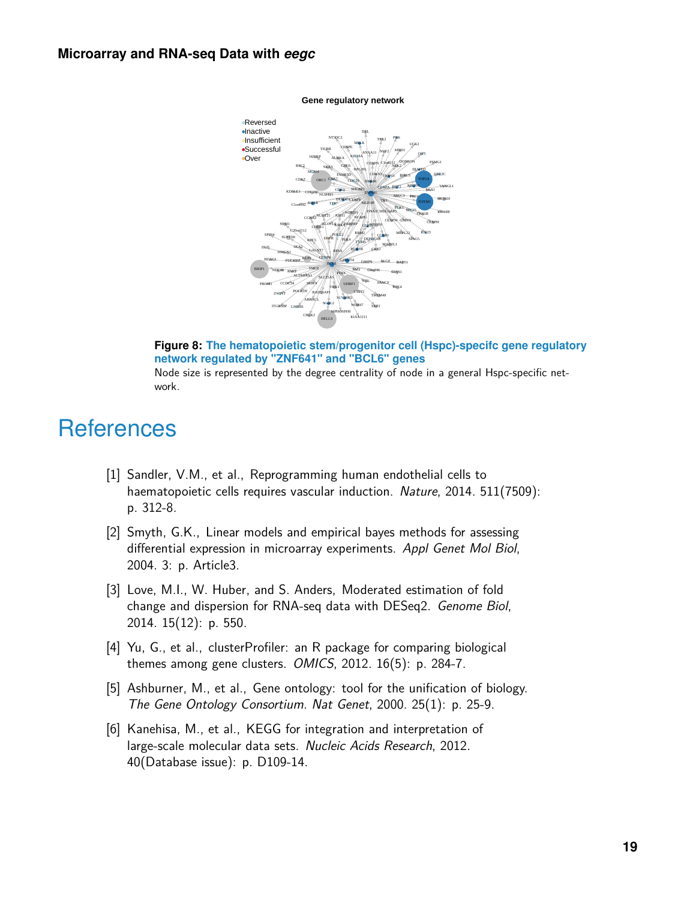**Figure 8: The hematopoietic stem/progenitor cell (Hspc)-specifc gene regulatory network regulated by "ZNF641" and "BCL6" genes**

Node size is represented by the degree centrality of node in a general Hspc-specific network.

# References

[1] Sandler, V.M., et al., Reprogramming human endothelial cells to haematopoietic cells requires vascular induction. *Nature*, 2014. 511(7509): p. 312-8.

[2] Smyth, G.K., Linear models and empirical bayes methods for assessing differential expression in microarray experiments. *Appl Genet Mol Biol*, 2004. 3: p. Article3.

[3] Love, M.I., W. Huber, and S. Anders, Moderated estimation of fold change and dispersion for RNA-seq data with DESeq2. *Genome Biol*, 2014. 15(12): p. 550.

[4] Yu, G., et al., clusterProfiler: an R package for comparing biological themes among gene clusters. *OMICS*, 2012. 16(5): p. 284-7.

[5] Ashburner, M., et al., Gene ontology: tool for the unification of biology. *The Gene Ontology Consortium. Nat Genet*, 2000. 25(1): p. 25-9.

[6] Kanehisa, M., et al., KEGG for integration and interpretation of large-scale molecular data sets. *Nucleic Acids Research*, 2012. 40(Database issue): p. D109-14.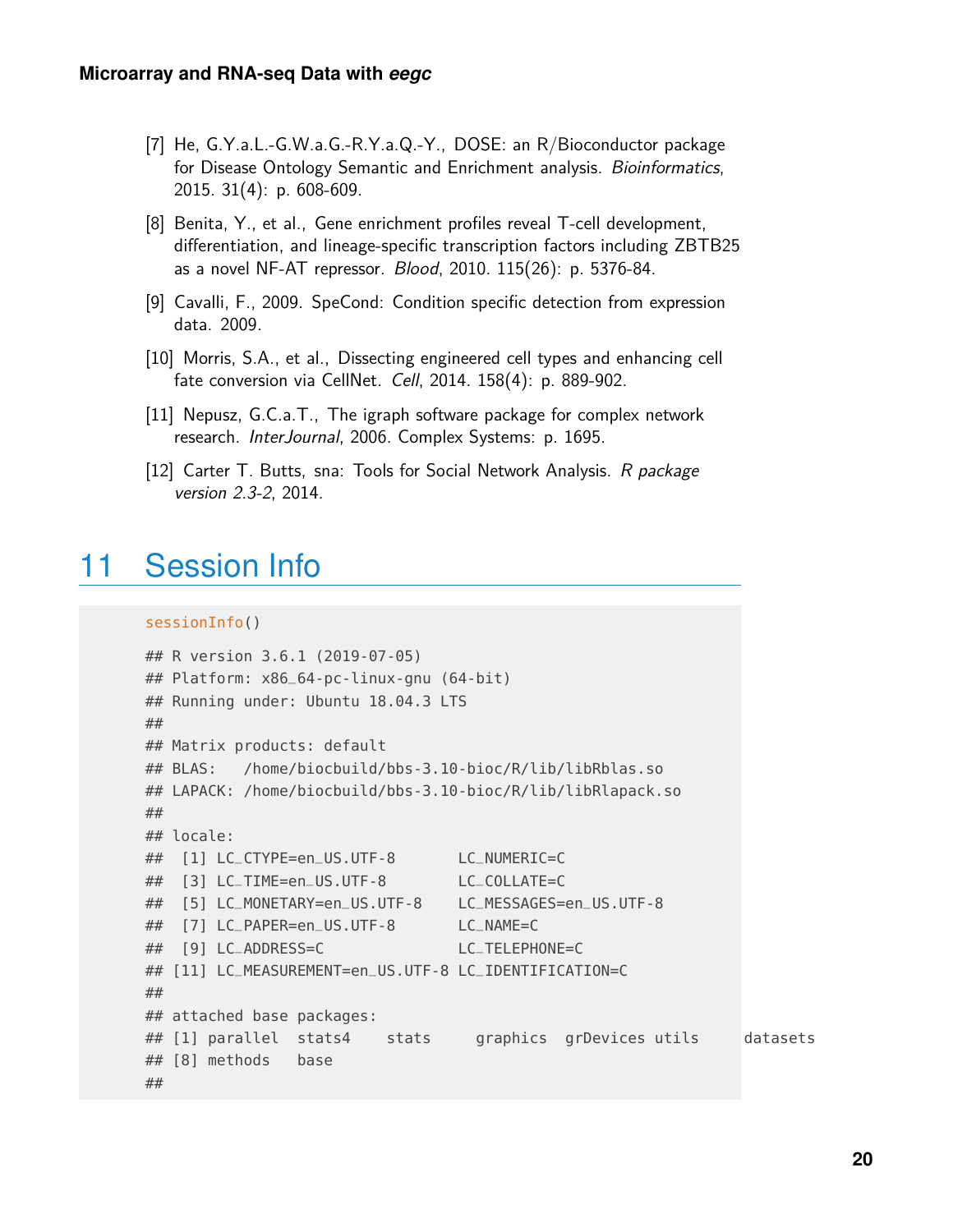[7] He, G.Y.a.L.-G.W.a.G.-R.Y.a.Q.-Y., DOSE: an R/Bioconductor package for Disease Ontology Semantic and Enrichment analysis. *Bioinformatics*, 2015. 31(4): p. 608-609.

[8] Benita, Y., et al., Gene enrichment profiles reveal T-cell development, differentiation, and lineage-specific transcription factors including ZBTB25 as a novel NF-AT repressor. *Blood*, 2010. 115(26): p. 5376-84.

[9] Cavalli, F., 2009. SpeCond: Condition specific detection from expression data. 2009.

[10] Morris, S.A., et al., Dissecting engineered cell types and enhancing cell fate conversion via CellNet. *Cell*, 2014. 158(4): p. 889-902.

[11] Nepusz, G.C.a.T., The igraph software package for complex network research. *InterJournal*, 2006. Complex Systems: p. 1695.

[12] Carter T. Butts, sna: Tools for Social Network Analysis. *R package version 2.3-2*, 2014.

# 11 Session Info

```
sessionInfo()

## R version 3.6.1 (2019-07-05)
## Platform: x86_64-pc-linux-gnu (64-bit)
## Running under: Ubuntu 18.04.3 LTS
##
## Matrix products: default
## BLAS:   /home/biocbuild/bbs-3.10-bioc/R/lib/libRblas.so
## LAPACK: /home/biocbuild/bbs-3.10-bioc/R/lib/libRlapack.so
##
## locale:
##  [1] LC_CTYPE=en_US.UTF-8       LC_NUMERIC=C
##  [3] LC_TIME=en_US.UTF-8        LC_COLLATE=C
##  [5] LC_MONETARY=en_US.UTF-8    LC_MESSAGES=en_US.UTF-8
##  [7] LC_PAPER=en_US.UTF-8       LC_NAME=C
##  [9] LC_ADDRESS=C               LC_TELEPHONE=C
## [11] LC_MEASUREMENT=en_US.UTF-8 LC_IDENTIFICATION=C
##
## attached base packages:
## [1] parallel  stats4    stats     graphics  grDevices utils     datasets
## [8] methods   base
##
```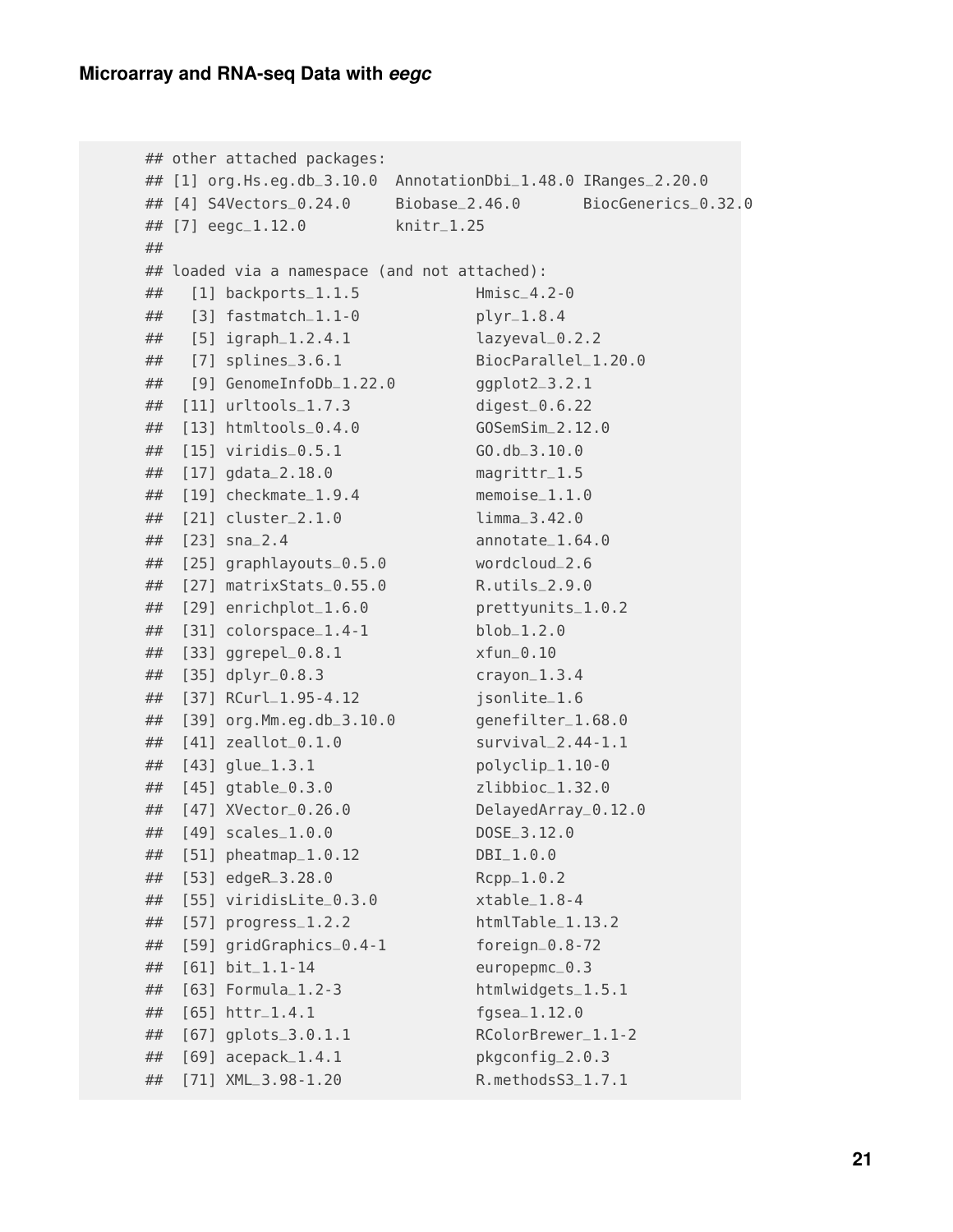```
## other attached packages:
## [1] org.Hs.eg.db_3.10.0  AnnotationDbi_1.48.0 IRanges_2.20.0
## [4] S4Vectors_0.24.0     Biobase_2.46.0       BiocGenerics_0.32.0
## [7] eegc_1.12.0          knitr_1.25
##
## loaded via a namespace (and not attached):
##   [1] backports_1.1.5            Hmisc_4.2-0
##   [3] fastmatch_1.1-0            plyr_1.8.4
##   [5] igraph_1.2.4.1             lazyeval_0.2.2
##   [7] splines_3.6.1              BiocParallel_1.20.0
##   [9] GenomeInfoDb_1.22.0        ggplot2_3.2.1
##  [11] urltools_1.7.3             digest_0.6.22
##  [13] htmltools_0.4.0            GOSemSim_2.12.0
##  [15] viridis_0.5.1              GO.db_3.10.0
##  [17] gdata_2.18.0               magrittr_1.5
##  [19] checkmate_1.9.4            memoise_1.1.0
##  [21] cluster_2.1.0              limma_3.42.0
##  [23] sna_2.4                    annotate_1.64.0
##  [25] graphlayouts_0.5.0         wordcloud_2.6
##  [27] matrixStats_0.55.0         R.utils_2.9.0
##  [29] enrichplot_1.6.0           prettyunits_1.0.2
##  [31] colorspace_1.4-1           blob_1.2.0
##  [33] ggrepel_0.8.1              xfun_0.10
##  [35] dplyr_0.8.3                crayon_1.3.4
##  [37] RCurl_1.95-4.12            jsonlite_1.6
##  [39] org.Mm.eg.db_3.10.0        genefilter_1.68.0
##  [41] zeallot_0.1.0              survival_2.44-1.1
##  [43] glue_1.3.1                 polyclip_1.10-0
##  [45] gtable_0.3.0               zlibbioc_1.32.0
##  [47] XVector_0.26.0             DelayedArray_0.12.0
##  [49] scales_1.0.0               DOSE_3.12.0
##  [51] pheatmap_1.0.12            DBI_1.0.0
##  [53] edgeR_3.28.0               Rcpp_1.0.2
##  [55] viridisLite_0.3.0          xtable_1.8-4
##  [57] progress_1.2.2             htmlTable_1.13.2
##  [59] gridGraphics_0.4-1         foreign_0.8-72
##  [61] bit_1.1-14                 europepmc_0.3
##  [63] Formula_1.2-3              htmlwidgets_1.5.1
##  [65] httr_1.4.1                 fgsea_1.12.0
##  [67] gplots_3.0.1.1             RColorBrewer_1.1-2
##  [69] acepack_1.4.1              pkgconfig_2.0.3
##  [71] XML_3.98-1.20              R.methodsS3_1.7.1
```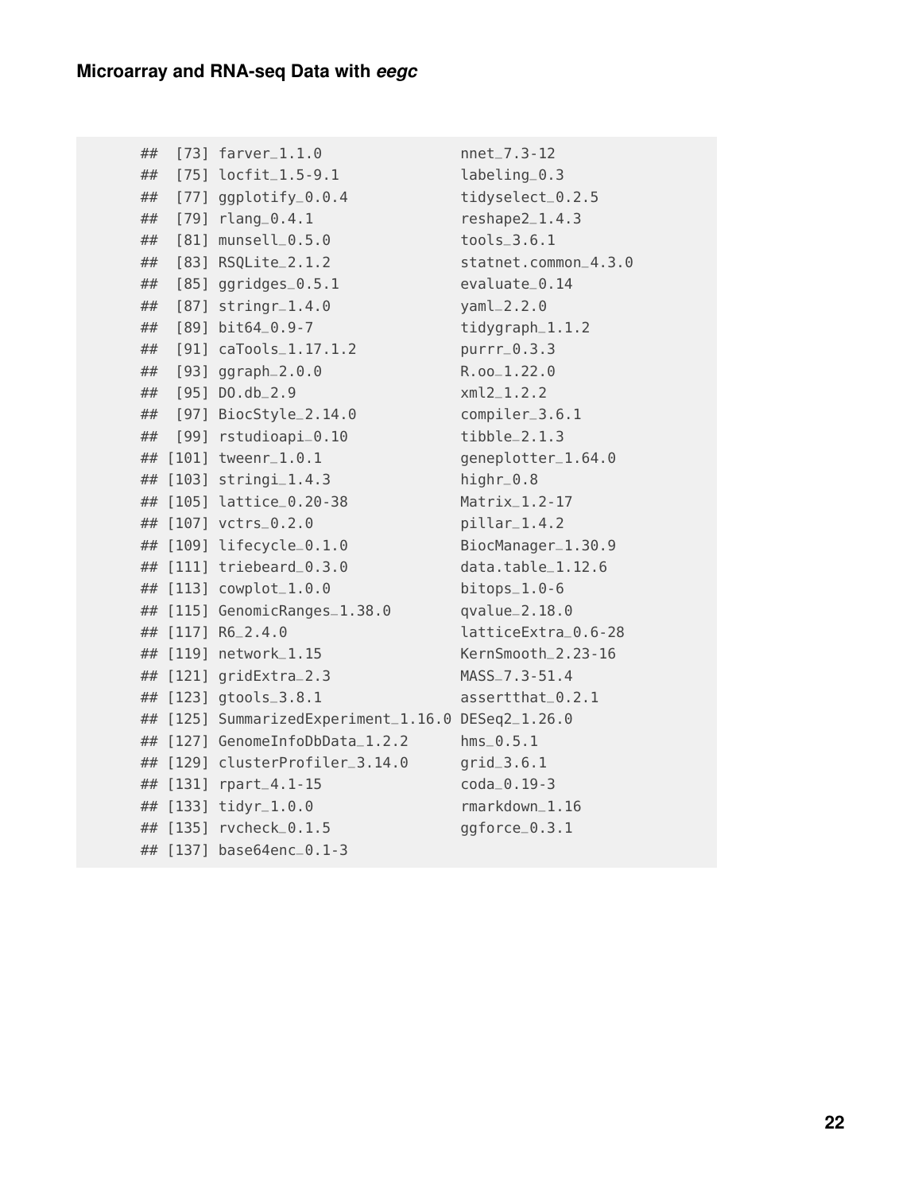```
##  [73] farver_1.1.0                nnet_7.3-12
##  [75] locfit_1.5-9.1              labeling_0.3
##  [77] ggplotify_0.0.4             tidyselect_0.2.5
##  [79] rlang_0.4.1                 reshape2_1.4.3
##  [81] munsell_0.5.0               tools_3.6.1
##  [83] RSQLite_2.1.2               statnet.common_4.3.0
##  [85] ggridges_0.5.1              evaluate_0.14
##  [87] stringr_1.4.0               yaml_2.2.0
##  [89] bit64_0.9-7                 tidygraph_1.1.2
##  [91] caTools_1.17.1.2            purrr_0.3.3
##  [93] ggraph_2.0.0                R.oo_1.22.0
##  [95] DO.db_2.9                   xml2_1.2.2
##  [97] BiocStyle_2.14.0            compiler_3.6.1
##  [99] rstudioapi_0.10             tibble_2.1.3
## [101] tweenr_1.0.1                geneplotter_1.64.0
## [103] stringi_1.4.3               highr_0.8
## [105] lattice_0.20-38             Matrix_1.2-17
## [107] vctrs_0.2.0                 pillar_1.4.2
## [109] lifecycle_0.1.0             BiocManager_1.30.9
## [111] triebeard_0.3.0             data.table_1.12.6
## [113] cowplot_1.0.0               bitops_1.0-6
## [115] GenomicRanges_1.38.0        qvalue_2.18.0
## [117] R6_2.4.0                    latticeExtra_0.6-28
## [119] network_1.15                KernSmooth_2.23-16
## [121] gridExtra_2.3               MASS_7.3-51.4
## [123] gtools_3.8.1                assertthat_0.2.1
## [125] SummarizedExperiment_1.16.0 DESeq2_1.26.0
## [127] GenomeInfoDbData_1.2.2      hms_0.5.1
## [129] clusterProfiler_3.14.0      grid_3.6.1
## [131] rpart_4.1-15                coda_0.19-3
## [133] tidyr_1.0.0                 rmarkdown_1.16
## [135] rvcheck_0.1.5               ggforce_0.3.1
## [137] base64enc_0.1-3
```